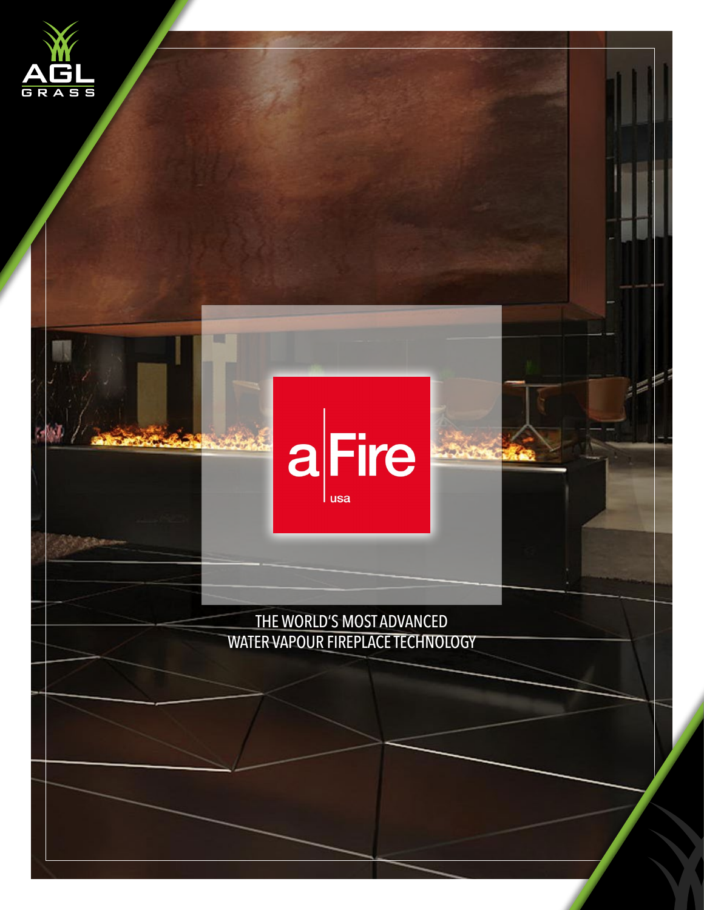AGL GRASS

a|Fire usa

THE WORLD'S MOST ADVANCED
WATER VAPOUR FIREPLACE TECHNOLOGY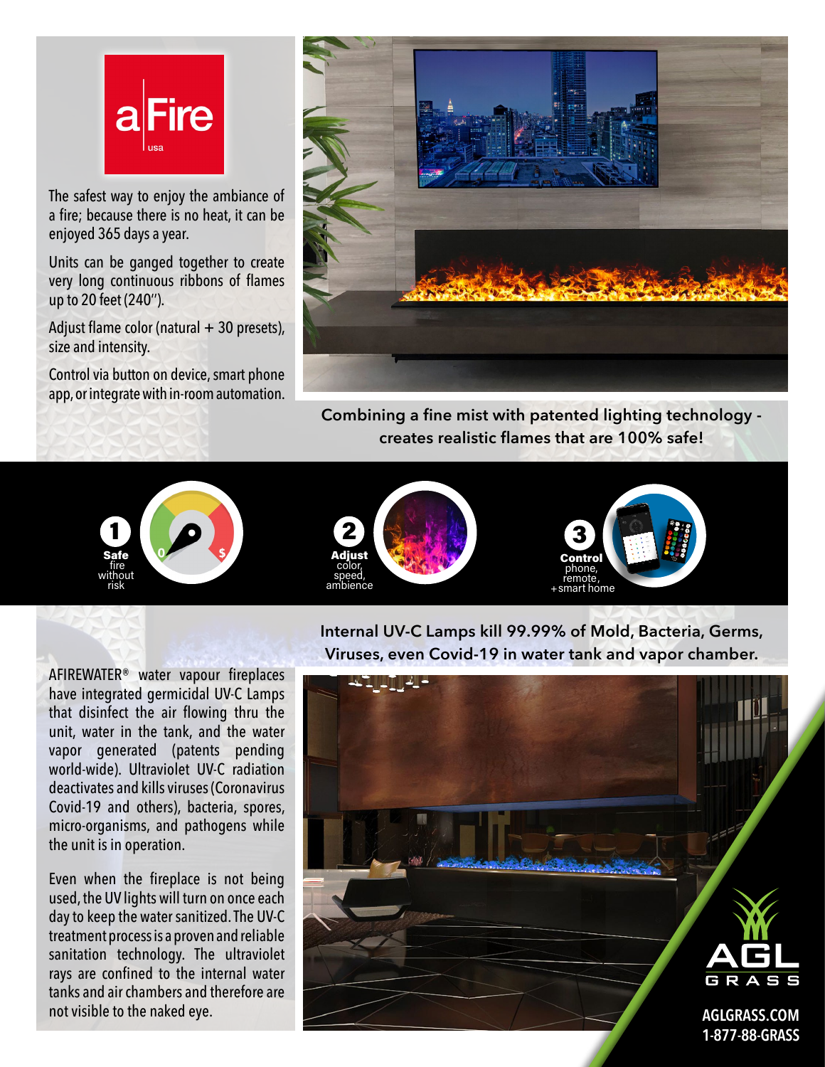a|Fire usa

The safest way to enjoy the ambiance of a fire; because there is no heat, it can be enjoyed 365 days a year.

Units can be ganged together to create very long continuous ribbons of flames up to 20 feet (240″).

Adjust flame color (natural + 30 presets), size and intensity.

Control via button on device, smart phone app, or integrate with in-room automation.

**Combining a fine mist with patented lighting technology - creates realistic flames that are 100% safe!**

**1 Safe** fire without risk

**2 Adjust** color, speed, ambience

**3 Control** phone, remote, +smart home

**Internal UV-C Lamps kill 99.99% of Mold, Bacteria, Germs, Viruses, even Covid-19 in water tank and vapor chamber.**

AFIREWATER® water vapour fireplaces have integrated germicidal UV-C Lamps that disinfect the air flowing thru the unit, water in the tank, and the water vapor generated (patents pending world-wide). Ultraviolet UV-C radiation deactivates and kills viruses (Coronavirus Covid-19 and others), bacteria, spores, micro-organisms, and pathogens while the unit is in operation.

Even when the fireplace is not being used, the UV lights will turn on once each day to keep the water sanitized. The UV-C treatment process is a proven and reliable sanitation technology. The ultraviolet rays are confined to the internal water tanks and air chambers and therefore are not visible to the naked eye.

AGL GRASS

AGLGRASS.COM
1-877-88-GRASS